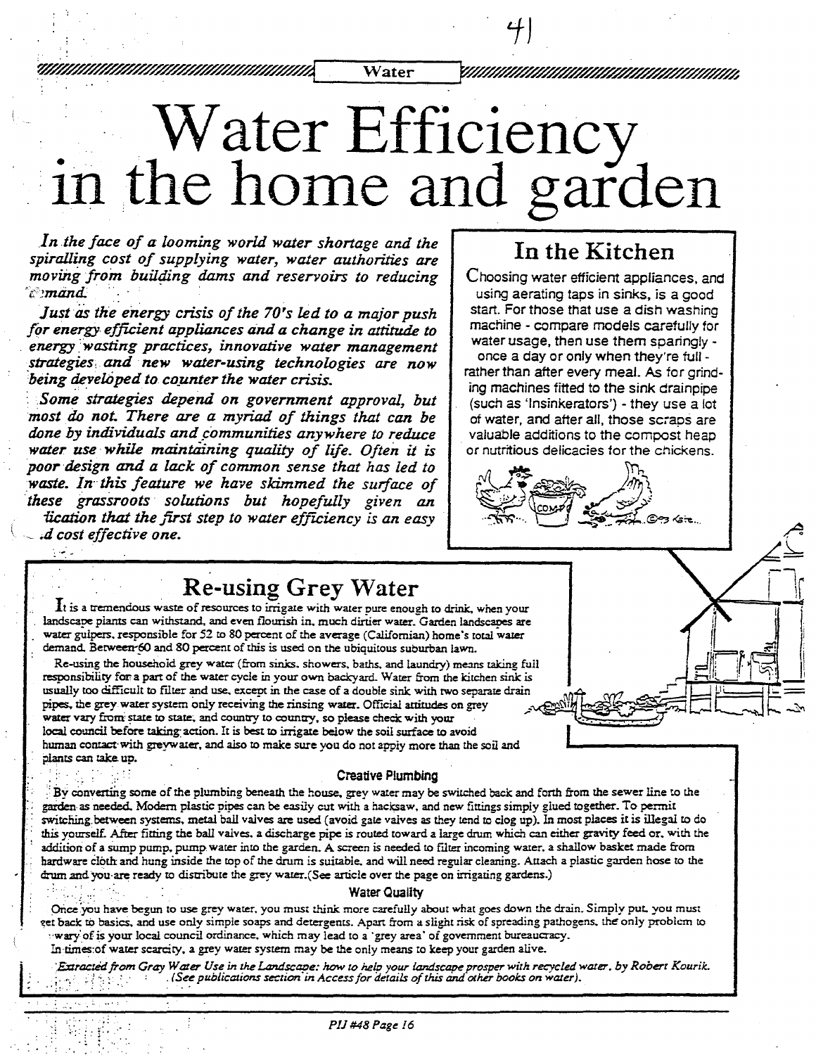# Water Efficiency in the home and garden

*In the face of a looming world water shortage and the spiralling cost of supplying water, water authorities are moving from building dams and reservoirs to reducing demand.*

*Just as the energy crisis of the 70's led to a major push for energy efficient appliances and a change in attitude to energy wasting practices, innovative water management strategies and new water-using technologies are now being developed to counter the water crisis.*

*Some strategies depend on government approval, but most do not. There are a myriad of things that can be done by individuals and communities anywhere to reduce water use while maintaining quality of life. Often it is poor design and a lack of common sense that has led to waste. In this feature we have skimmed the surface of these grassroots solutions but hopefully given an indication that the first step to water efficiency is an easy and cost effective one.*

## In the Kitchen

Choosing water efficient appliances, and using aerating taps in sinks, is a good start. For those that use a dish washing machine - compare models carefully for water usage, then use them sparingly - once a day or only when they're full - rather than after every meal. As for grinding machines fitted to the sink drainpipe (such as 'Insinkerators') - they use a lot of water, and after all, those scraps are valuable additions to the compost heap or nutritious delicacies for the chickens.

## Re-using Grey Water

It is a tremendous waste of resources to irrigate with water pure enough to drink, when your landscape plants can withstand, and even flourish in, much dirtier water. Garden landscapes are water gulpers, responsible for 52 to 80 percent of the average (Californian) home's total water demand. Between 60 and 80 percent of this is used on the ubiquitous suburban lawn.

Re-using the household grey water (from sinks, showers, baths, and laundry) means taking full responsibility for a part of the water cycle in your own backyard. Water from the kitchen sink is usually too difficult to filter and use, except in the case of a double sink with two separate drain pipes, the grey water system only receiving the rinsing water. Official attitudes on grey water vary from state to state, and country to country, so please check with your local council before taking action. It is best to irrigate below the soil surface to avoid human contact with greywater, and also to make sure you do not apply more than the soil and plants can take up.

#### Creative Plumbing

By converting some of the plumbing beneath the house, grey water may be switched back and forth from the sewer line to the garden as needed. Modern plastic pipes can be easily cut with a hacksaw, and new fittings simply glued together. To permit switching between systems, metal ball valves are used (avoid gate valves as they tend to clog up). In most places it is illegal to do this yourself. After fitting the ball valves, a discharge pipe is routed toward a large drum which can either gravity feed or, with the addition of a sump pump, pump water into the garden. A screen is needed to filter incoming water, a shallow basket made from hardware cloth and hung inside the top of the drum is suitable, and will need regular cleaning. Attach a plastic garden hose to the drum and you are ready to distribute the grey water.(See article over the page on irrigating gardens.)

#### Water Quality

Once you have begun to use grey water, you must think more carefully about what goes down the drain. Simply put, you must get back to basics, and use only simple soaps and detergents. Apart from a slight risk of spreading pathogens, the only problem to be wary of is your local council ordinance, which may lead to a 'grey area' of government bureaucracy.

In times of water scarcity, a grey water system may be the only means to keep your garden alive.

*Extracted from Gray Water Use in the Landscape: how to help your landscape prosper with recycled water, by Robert Kourik. (See publications section in Access for details of this and other books on water).*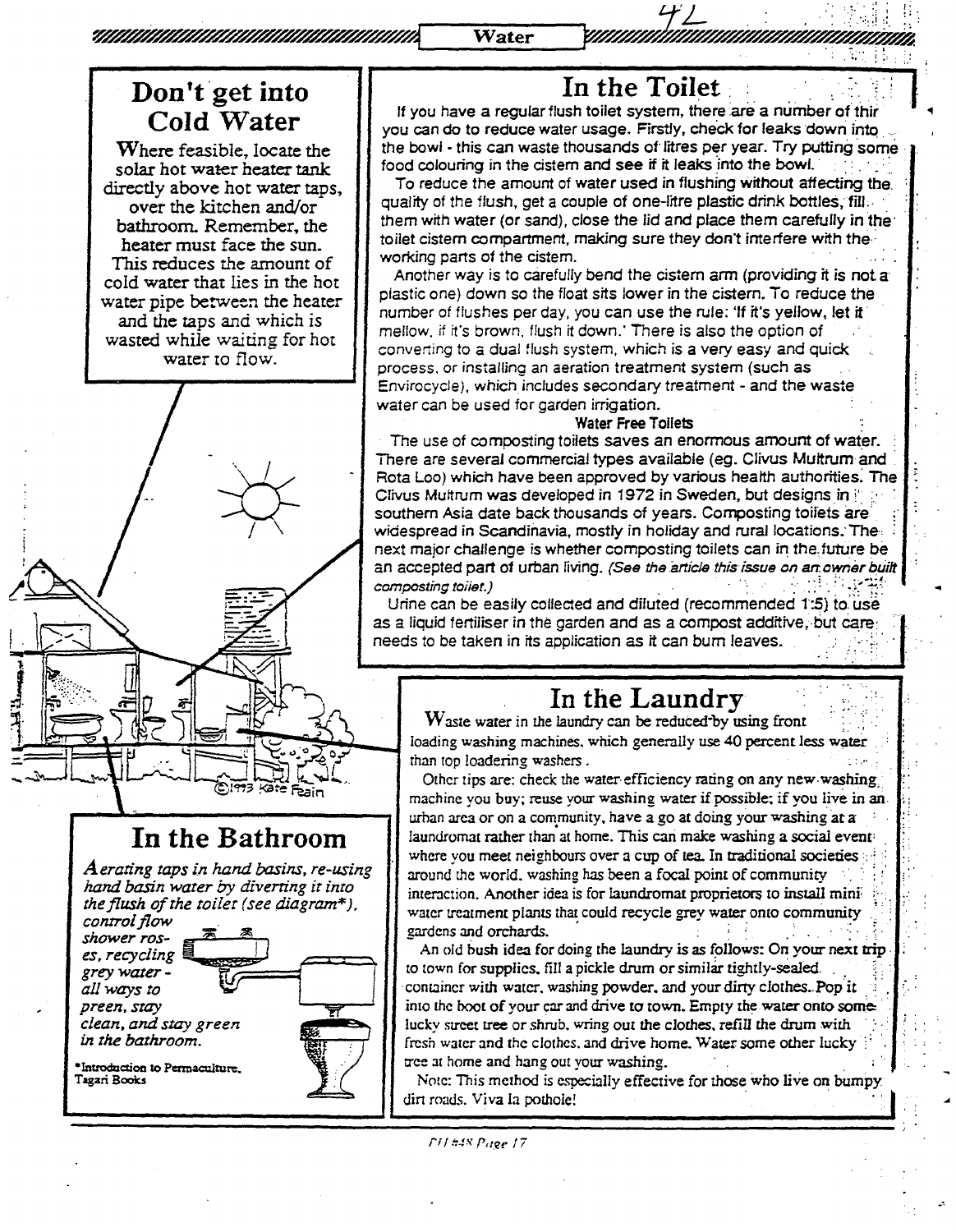## Don't get into Cold Water

Where feasible, locate the solar hot water heater tank directly above hot water taps, over the kitchen and/or bathroom. Remember, the heater must face the sun. This reduces the amount of cold water that lies in the hot water pipe between the heater and the taps and which is wasted while waiting for hot water to flow.

## In the Toilet

If you have a regular flush toilet system, there are a number of thir you can do to reduce water usage. Firstly, check for leaks down into the bowl - this can waste thousands of litres per year. Try putting some food colouring in the cistern and see if it leaks into the bowl.

To reduce the amount of water used in flushing without affecting the quality of the flush, get a couple of one-litre plastic drink bottles, fill them with water (or sand), close the lid and place them carefully in the toilet cistern compartment, making sure they don't interfere with the working parts of the cistern.

Another way is to carefully bend the cistern arm (providing it is not a plastic one) down so the float sits lower in the cistern. To reduce the number of flushes per day, you can use the rule: 'If it's yellow, let it mellow, if it's brown, flush it down.' There is also the option of converting to a dual flush system, which is a very easy and quick process, or installing an aeration treatment system (such as Envirocycle), which includes secondary treatment - and the waste water can be used for garden irrigation.

### Water Free Toilets

The use of composting toilets saves an enormous amount of water. There are several commercial types available (eg. Clivus Multrum and Rota Loo) which have been approved by various health authorities. The Clivus Multrum was developed in 1972 in Sweden, but designs in southern Asia date back thousands of years. Composting toilets are widespread in Scandinavia, mostly in holiday and rural locations. The next major challenge is whether composting toilets can in the future be an accepted part of urban living. *(See the article this issue on an owner built composting toilet.)*

Urine can be easily collected and diluted (recommended 1:5) to use as a liquid fertiliser in the garden and as a compost additive, but care needs to be taken in its application as it can burn leaves.

©1993 Kate Feain

## In the Laundry

Waste water in the laundry can be reduced by using front loading washing machines, which generally use 40 percent less water than top loadering washers.

Other tips are: check the water efficiency rating on any new washing machine you buy; reuse your washing water if possible; if you live in an urban area or on a community, have a go at doing your washing at a laundromat rather than at home. This can make washing a social event where you meet neighbours over a cup of tea. In traditional societies around the world, washing has been a focal point of community interaction. Another idea is for laundromat proprietors to install mini water treatment plants that could recycle grey water onto community gardens and orchards.

An old bush idea for doing the laundry is as follows: On your next trip to town for supplies, fill a pickle drum or similar tightly-sealed container with water, washing powder, and your dirty clothes. Pop it into the boot of your car and drive to town. Empty the water onto some lucky street tree or shrub, wring out the clothes, refill the drum with fresh water and the clothes, and drive home. Water some other lucky tree at home and hang out your washing.

Note: This method is especially effective for those who live on bumpy dirt roads. Viva la pothole!

## In the Bathroom

*Aerating taps in hand basins, re-using hand basin water by diverting it into the flush of the toilet (see diagram\*), control flow shower roses, recycling grey water - all ways to preen, stay clean, and stay green in the bathroom.*

\*Introduction to Permaculture, Tagari Books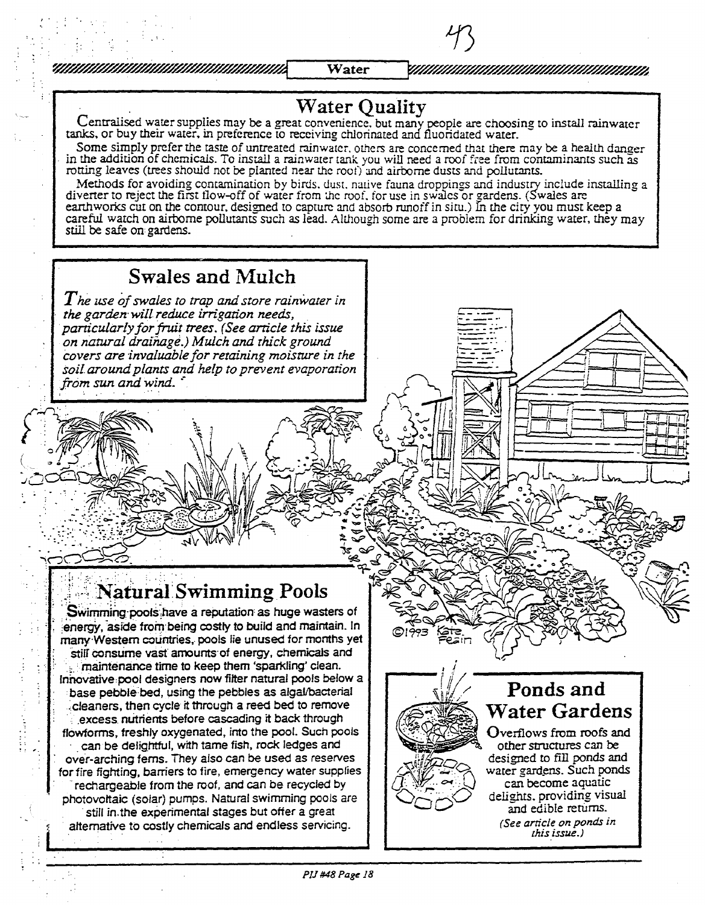## Water Quality

Centralised water supplies may be a great convenience, but many people are choosing to install rainwater tanks, or buy their water, in preference to receiving chlorinated and fluoridated water.

Some simply prefer the taste of untreated rainwater, others are concerned that there may be a health danger in the addition of chemicals. To install a rainwater tank you will need a roof free from contaminants such as rotting leaves (trees should not be planted near the roof) and airborne dusts and pollutants.

Methods for avoiding contamination by birds, dust, native fauna droppings and industry include installing a diverter to reject the first flow-off of water from the roof, for use in swales or gardens. (Swales are earthworks cut on the contour, designed to capture and absorb runoff in situ.) In the city you must keep a careful watch on airborne pollutants such as lead. Although some are a problem for drinking water, they may still be safe on gardens.

## Swales and Mulch

*The use of swales to trap and store rainwater in the garden will reduce irrigation needs, particularly for fruit trees. (See article this issue on natural drainage.) Mulch and thick ground covers are invaluable for retaining moisture in the soil around plants and help to prevent evaporation from sun and wind.*

©1993 Kate Fearn

## Natural Swimming Pools

Swimming pools have a reputation as huge wasters of energy, aside from being costly to build and maintain. In many Western countries, pools lie unused for months yet still consume vast amounts of energy, chemicals and maintenance time to keep them 'sparkling' clean. Innovative pool designers now filter natural pools below a base pebble bed, using the pebbles as algal/bacterial cleaners, then cycle it through a reed bed to remove excess nutrients before cascading it back through flowforms, freshly oxygenated, into the pool. Such pools can be delightful, with tame fish, rock ledges and over-arching ferns. They also can be used as reserves for fire fighting, barriers to fire, emergency water supplies rechargeable from the roof, and can be recycled by photovoltaic (solar) pumps. Natural swimming pools are still in the experimental stages but offer a great alternative to costly chemicals and endless servicing.

## Ponds and Water Gardens

Overflows from roofs and other structures can be designed to fill ponds and water gardens. Such ponds can become aquatic delights, providing visual and edible returns.

*(See article on ponds in this issue.)*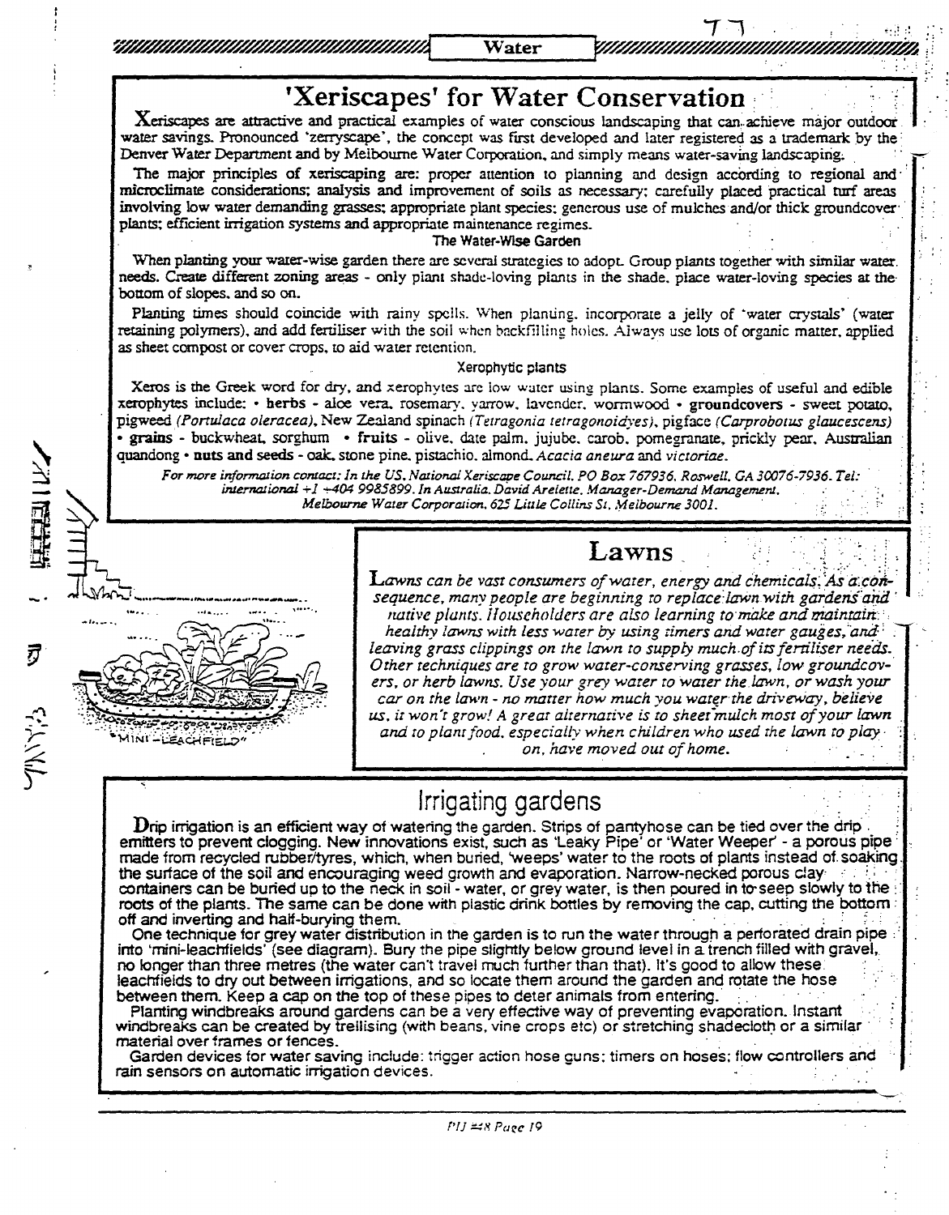# 'Xeriscapes' for Water Conservation

Xeriscapes are attractive and practical examples of water conscious landscaping that can achieve major outdoor water savings. Pronounced 'zerryscape', the concept was first developed and later registered as a trademark by the Denver Water Department and by Melbourne Water Corporation, and simply means water-saving landscaping.

The major principles of xeriscaping are: proper attention to planning and design according to regional and microclimate considerations; analysis and improvement of soils as necessary; carefully placed practical turf areas involving low water demanding grasses; appropriate plant species; generous use of mulches and/or thick groundcover plants; efficient irrigation systems and appropriate maintenance regimes.

### The Water-Wise Garden

When planting your water-wise garden there are several strategies to adopt. Group plants together with similar water needs. Create different zoning areas - only plant shade-loving plants in the shade, place water-loving species at the bottom of slopes, and so on.

Planting times should coincide with rainy spells. When planting, incorporate a jelly of 'water crystals' (water retaining polymers), and add fertiliser with the soil when backfilling holes. Always use lots of organic matter, applied as sheet compost or cover crops, to aid water retention.

### Xerophytic plants

Xeros is the Greek word for dry, and xerophytes are low water using plants. Some examples of useful and edible xerophytes include: • **herbs** - aloe vera, rosemary, yarrow, lavender, wormwood • **groundcovers** - sweet potato, pigweed *(Portulaca oleracea)*, New Zealand spinach *(Tetragonia tetragonoidyes)*, pigface *(Carprobotus glaucescens)* • **grains** - buckwheat, sorghum • **fruits** - olive, date palm, jujube, carob, pomegranate, prickly pear, Australian quandong • **nuts and seeds** - oak, stone pine, pistachio, almond, *Acacia aneura* and *victoriae*.

*For more information contact: In the US, National Xeriscape Council, PO Box 767936, Roswell, GA 30076-7936. Tel: international +1 +404 9985899. In Australia, David Arelette, Manager-Demand Management, Melbourne Water Corporation, 625 Little Collins St, Melbourne 3001.*

## Lawns

*Lawns can be vast consumers of water, energy and chemicals. As a consequence, many people are beginning to replace lawn with gardens and native plants. Householders are also learning to make and maintain healthy lawns with less water by using timers and water gauges, and leaving grass clippings on the lawn to supply much of its fertiliser needs. Other techniques are to grow water-conserving grasses, low groundcovers, or herb lawns. Use your grey water to water the lawn, or wash your car on the lawn - no matter how much you water the driveway, believe us, it won't grow! A great alternative is to sheet mulch most of your lawn and to plant food, especially when children who used the lawn to play on, have moved out of home.*

"MINI-LEACHFIELD"

## Irrigating gardens

Drip irrigation is an efficient way of watering the garden. Strips of pantyhose can be tied over the drip emitters to prevent clogging. New innovations exist, such as 'Leaky Pipe' or 'Water Weeper' - a porous pipe made from recycled rubber/tyres, which, when buried, 'weeps' water to the roots of plants instead of soaking the surface of the soil and encouraging weed growth and evaporation. Narrow-necked porous clay containers can be buried up to the neck in soil - water, or grey water, is then poured in to seep slowly to the roots of the plants. The same can be done with plastic drink bottles by removing the cap, cutting the bottom off and inverting and half-burying them.

One technique for grey water distribution in the garden is to run the water through a perforated drain pipe into 'mini-leachfields' (see diagram). Bury the pipe slightly below ground level in a trench filled with gravel, no longer than three metres (the water can't travel much further than that). It's good to allow these leachfields to dry out between irrigations, and so locate them around the garden and rotate the hose between them. Keep a cap on the top of these pipes to deter animals from entering.

Planting windbreaks around gardens can be a very effective way of preventing evaporation. Instant windbreaks can be created by trellising (with beans, vine crops etc) or stretching shadecloth or a similar material over frames or fences.

Garden devices for water saving include: trigger action hose guns; timers on hoses; flow controllers and rain sensors on automatic irrigation devices.